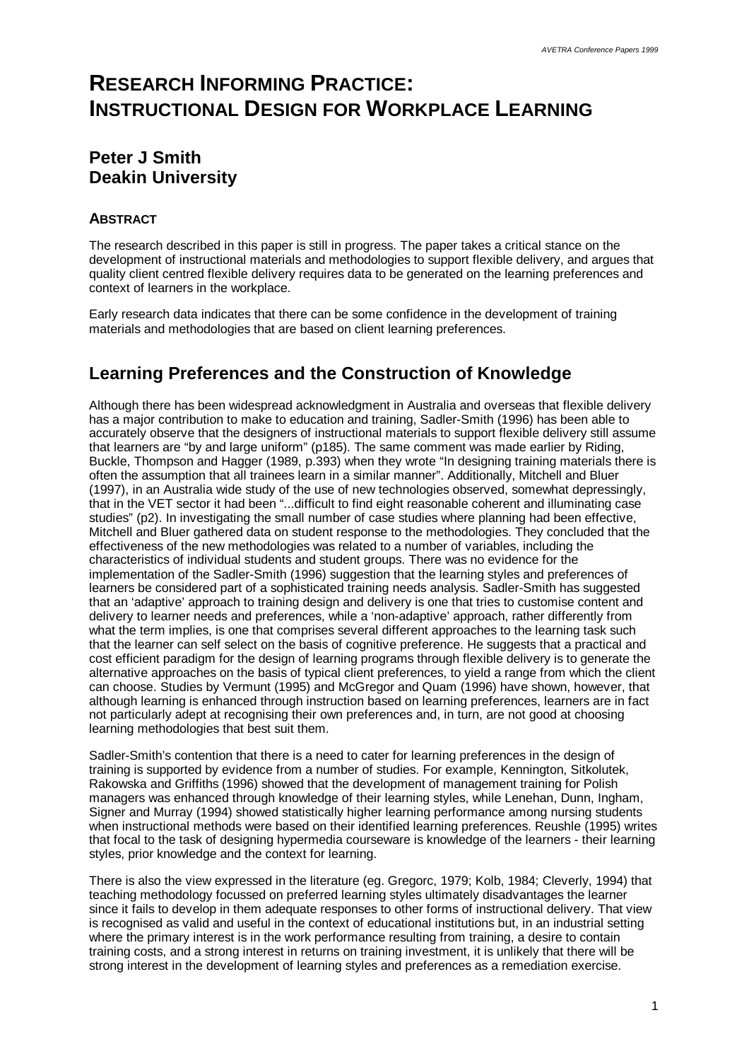# RESEARCH INFORMING PRACTICE: INSTRUCTIONAL DESIGN FOR WORKPLACE LEARNING

## Peter J Smith
## Deakin University

### ABSTRACT

The research described in this paper is still in progress. The paper takes a critical stance on the development of instructional materials and methodologies to support flexible delivery, and argues that quality client centred flexible delivery requires data to be generated on the learning preferences and context of learners in the workplace.

Early research data indicates that there can be some confidence in the development of training materials and methodologies that are based on client learning preferences.

## Learning Preferences and the Construction of Knowledge

Although there has been widespread acknowledgment in Australia and overseas that flexible delivery has a major contribution to make to education and training, Sadler-Smith (1996) has been able to accurately observe that the designers of instructional materials to support flexible delivery still assume that learners are "by and large uniform" (p185). The same comment was made earlier by Riding, Buckle, Thompson and Hagger (1989, p.393) when they wrote "In designing training materials there is often the assumption that all trainees learn in a similar manner". Additionally, Mitchell and Bluer (1997), in an Australia wide study of the use of new technologies observed, somewhat depressingly, that in the VET sector it had been "...difficult to find eight reasonable coherent and illuminating case studies" (p2). In investigating the small number of case studies where planning had been effective, Mitchell and Bluer gathered data on student response to the methodologies. They concluded that the effectiveness of the new methodologies was related to a number of variables, including the characteristics of individual students and student groups. There was no evidence for the implementation of the Sadler-Smith (1996) suggestion that the learning styles and preferences of learners be considered part of a sophisticated training needs analysis. Sadler-Smith has suggested that an 'adaptive' approach to training design and delivery is one that tries to customise content and delivery to learner needs and preferences, while a 'non-adaptive' approach, rather differently from what the term implies, is one that comprises several different approaches to the learning task such that the learner can self select on the basis of cognitive preference. He suggests that a practical and cost efficient paradigm for the design of learning programs through flexible delivery is to generate the alternative approaches on the basis of typical client preferences, to yield a range from which the client can choose. Studies by Vermunt (1995) and McGregor and Quam (1996) have shown, however, that although learning is enhanced through instruction based on learning preferences, learners are in fact not particularly adept at recognising their own preferences and, in turn, are not good at choosing learning methodologies that best suit them.

Sadler-Smith's contention that there is a need to cater for learning preferences in the design of training is supported by evidence from a number of studies. For example, Kennington, Sitkolutek, Rakowska and Griffiths (1996) showed that the development of management training for Polish managers was enhanced through knowledge of their learning styles, while Lenehan, Dunn, Ingham, Signer and Murray (1994) showed statistically higher learning performance among nursing students when instructional methods were based on their identified learning preferences. Reushle (1995) writes that focal to the task of designing hypermedia courseware is knowledge of the learners - their learning styles, prior knowledge and the context for learning.

There is also the view expressed in the literature (eg. Gregorc, 1979; Kolb, 1984; Cleverly, 1994) that teaching methodology focussed on preferred learning styles ultimately disadvantages the learner since it fails to develop in them adequate responses to other forms of instructional delivery. That view is recognised as valid and useful in the context of educational institutions but, in an industrial setting where the primary interest is in the work performance resulting from training, a desire to contain training costs, and a strong interest in returns on training investment, it is unlikely that there will be strong interest in the development of learning styles and preferences as a remediation exercise.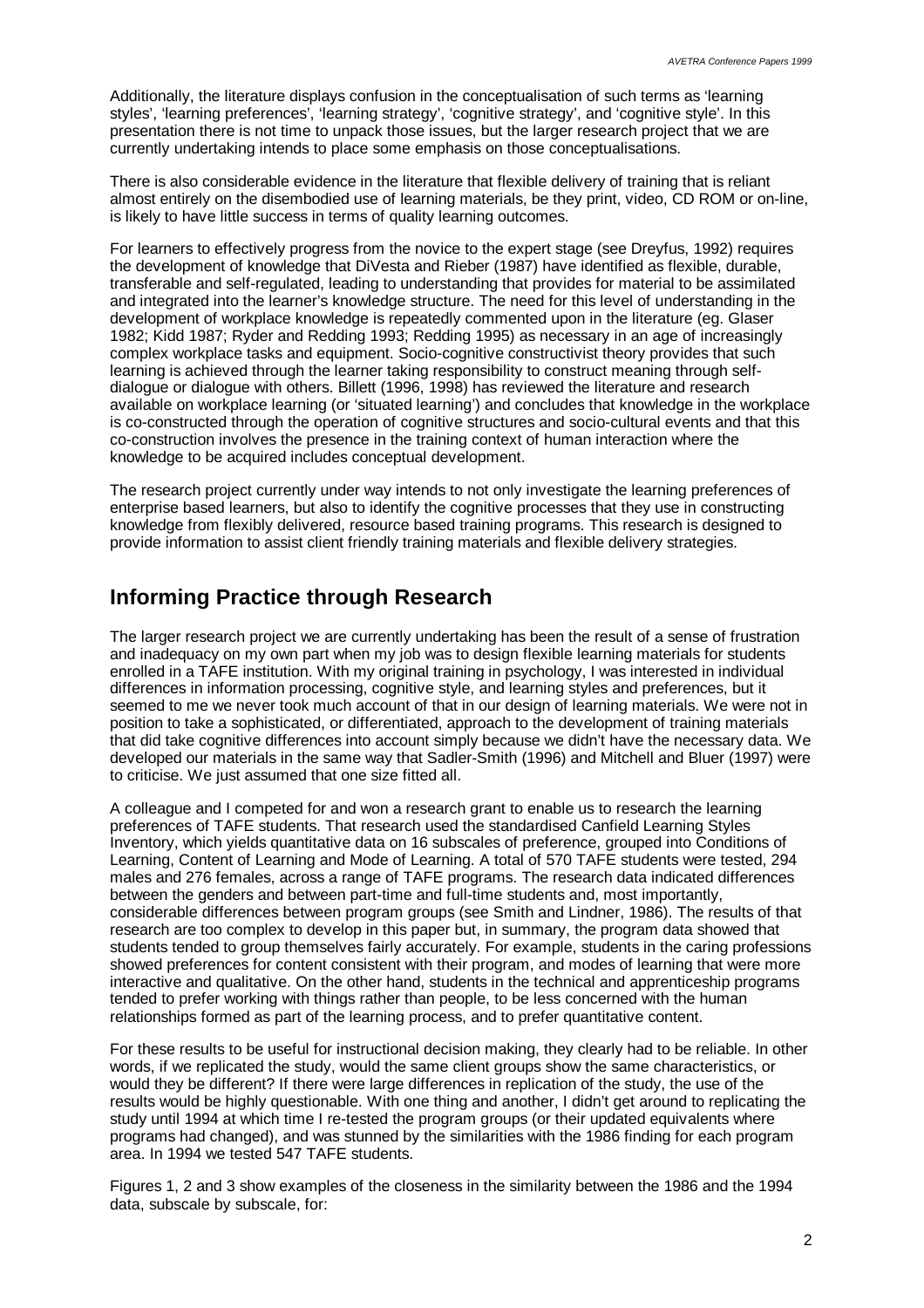Additionally, the literature displays confusion in the conceptualisation of such terms as 'learning styles', 'learning preferences', 'learning strategy', 'cognitive strategy', and 'cognitive style'. In this presentation there is not time to unpack those issues, but the larger research project that we are currently undertaking intends to place some emphasis on those conceptualisations.

There is also considerable evidence in the literature that flexible delivery of training that is reliant almost entirely on the disembodied use of learning materials, be they print, video, CD ROM or on-line, is likely to have little success in terms of quality learning outcomes.

For learners to effectively progress from the novice to the expert stage (see Dreyfus, 1992) requires the development of knowledge that DiVesta and Rieber (1987) have identified as flexible, durable, transferable and self-regulated, leading to understanding that provides for material to be assimilated and integrated into the learner's knowledge structure. The need for this level of understanding in the development of workplace knowledge is repeatedly commented upon in the literature (eg. Glaser 1982; Kidd 1987; Ryder and Redding 1993; Redding 1995) as necessary in an age of increasingly complex workplace tasks and equipment. Socio-cognitive constructivist theory provides that such learning is achieved through the learner taking responsibility to construct meaning through self-dialogue or dialogue with others. Billett (1996, 1998) has reviewed the literature and research available on workplace learning (or 'situated learning') and concludes that knowledge in the workplace is co-constructed through the operation of cognitive structures and socio-cultural events and that this co-construction involves the presence in the training context of human interaction where the knowledge to be acquired includes conceptual development.

The research project currently under way intends to not only investigate the learning preferences of enterprise based learners, but also to identify the cognitive processes that they use in constructing knowledge from flexibly delivered, resource based training programs. This research is designed to provide information to assist client friendly training materials and flexible delivery strategies.

## Informing Practice through Research

The larger research project we are currently undertaking has been the result of a sense of frustration and inadequacy on my own part when my job was to design flexible learning materials for students enrolled in a TAFE institution. With my original training in psychology, I was interested in individual differences in information processing, cognitive style, and learning styles and preferences, but it seemed to me we never took much account of that in our design of learning materials. We were not in position to take a sophisticated, or differentiated, approach to the development of training materials that did take cognitive differences into account simply because we didn't have the necessary data. We developed our materials in the same way that Sadler-Smith (1996) and Mitchell and Bluer (1997) were to criticise. We just assumed that one size fitted all.

A colleague and I competed for and won a research grant to enable us to research the learning preferences of TAFE students. That research used the standardised Canfield Learning Styles Inventory, which yields quantitative data on 16 subscales of preference, grouped into Conditions of Learning, Content of Learning and Mode of Learning. A total of 570 TAFE students were tested, 294 males and 276 females, across a range of TAFE programs. The research data indicated differences between the genders and between part-time and full-time students and, most importantly, considerable differences between program groups (see Smith and Lindner, 1986). The results of that research are too complex to develop in this paper but, in summary, the program data showed that students tended to group themselves fairly accurately. For example, students in the caring professions showed preferences for content consistent with their program, and modes of learning that were more interactive and qualitative. On the other hand, students in the technical and apprenticeship programs tended to prefer working with things rather than people, to be less concerned with the human relationships formed as part of the learning process, and to prefer quantitative content.

For these results to be useful for instructional decision making, they clearly had to be reliable. In other words, if we replicated the study, would the same client groups show the same characteristics, or would they be different? If there were large differences in replication of the study, the use of the results would be highly questionable. With one thing and another, I didn't get around to replicating the study until 1994 at which time I re-tested the program groups (or their updated equivalents where programs had changed), and was stunned by the similarities with the 1986 finding for each program area. In 1994 we tested 547 TAFE students.

Figures 1, 2 and 3 show examples of the closeness in the similarity between the 1986 and the 1994 data, subscale by subscale, for: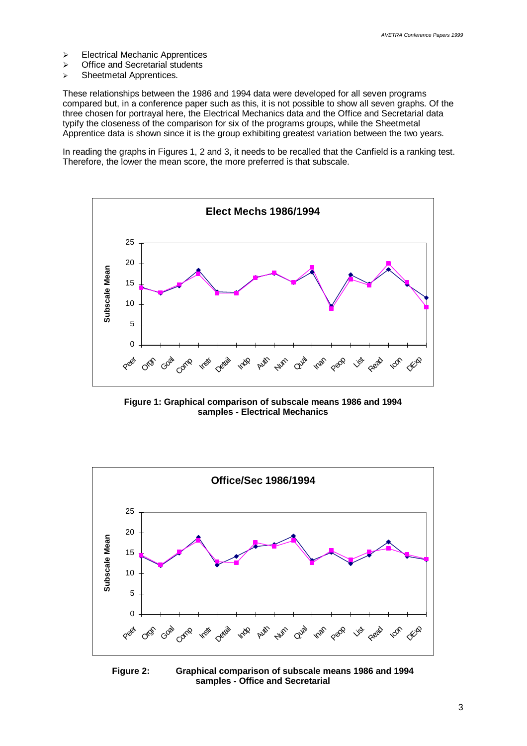- Electrical Mechanic Apprentices
- Office and Secretarial students
- Sheetmetal Apprentices.

These relationships between the 1986 and 1994 data were developed for all seven programs compared but, in a conference paper such as this, it is not possible to show all seven graphs. Of the three chosen for portrayal here, the Electrical Mechanics data and the Office and Secretarial data typify the closeness of the comparison for six of the programs groups, while the Sheetmetal Apprentice data is shown since it is the group exhibiting greatest variation between the two years.

In reading the graphs in Figures 1, 2 and 3, it needs to be recalled that the Canfield is a ranking test. Therefore, the lower the mean score, the more preferred is that subscale.

**Figure 1: Graphical comparison of subscale means 1986 and 1994 samples - Electrical Mechanics**

**Figure 2: Graphical comparison of subscale means 1986 and 1994 samples - Office and Secretarial**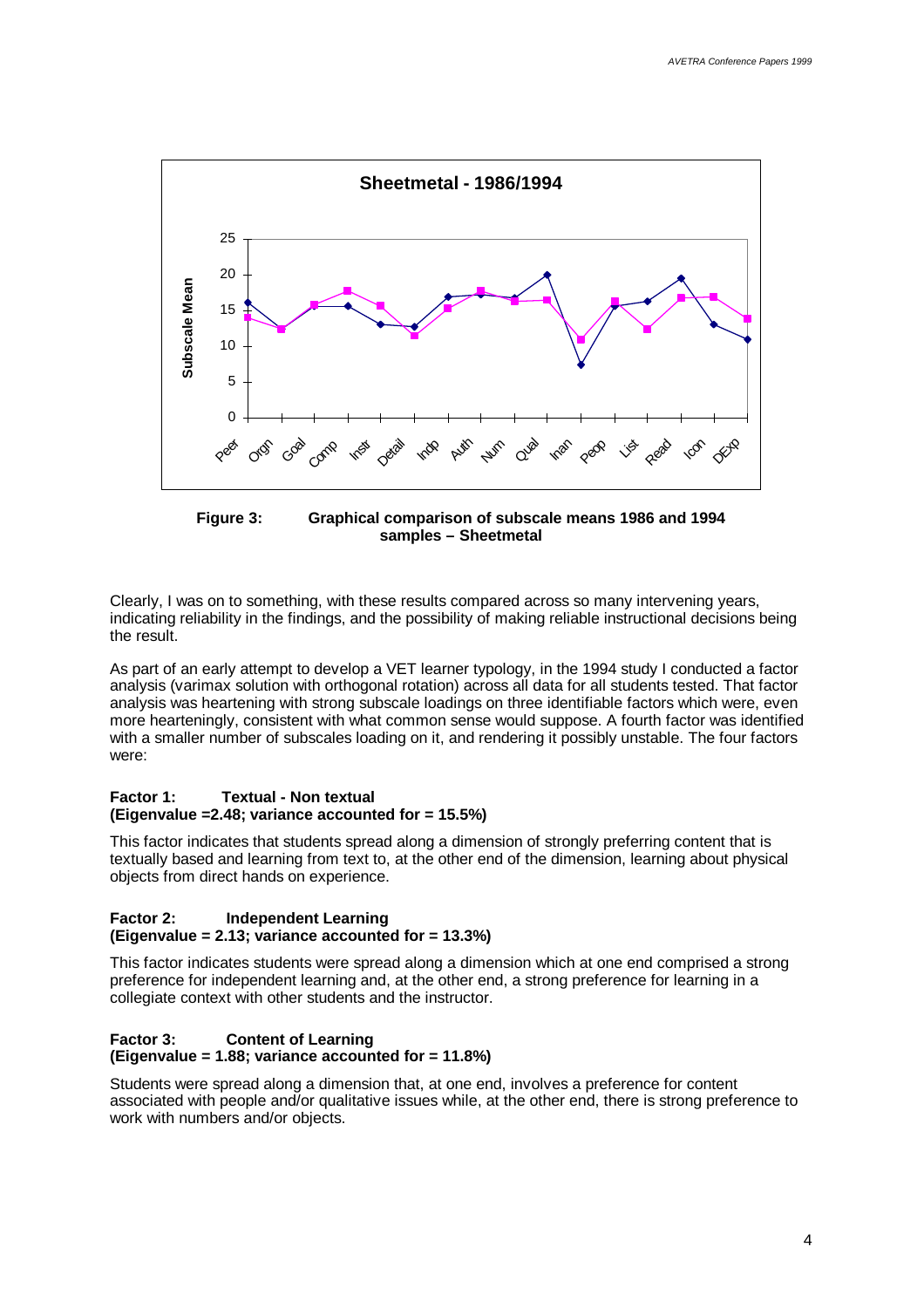Figure 3: Graphical comparison of subscale means 1986 and 1994 samples – Sheetmetal

Clearly, I was on to something, with these results compared across so many intervening years, indicating reliability in the findings, and the possibility of making reliable instructional decisions being the result.

As part of an early attempt to develop a VET learner typology, in the 1994 study I conducted a factor analysis (varimax solution with orthogonal rotation) across all data for all students tested. That factor analysis was heartening with strong subscale loadings on three identifiable factors which were, even more hearteningly, consistent with what common sense would suppose. A fourth factor was identified with a smaller number of subscales loading on it, and rendering it possibly unstable. The four factors were:

**Factor 1: Textual - Non textual**
**(Eigenvalue =2.48; variance accounted for = 15.5%)**

This factor indicates that students spread along a dimension of strongly preferring content that is textually based and learning from text to, at the other end of the dimension, learning about physical objects from direct hands on experience.

**Factor 2: Independent Learning**
**(Eigenvalue = 2.13; variance accounted for = 13.3%)**

This factor indicates students were spread along a dimension which at one end comprised a strong preference for independent learning and, at the other end, a strong preference for learning in a collegiate context with other students and the instructor.

**Factor 3: Content of Learning**
**(Eigenvalue = 1.88; variance accounted for = 11.8%)**

Students were spread along a dimension that, at one end, involves a preference for content associated with people and/or qualitative issues while, at the other end, there is strong preference to work with numbers and/or objects.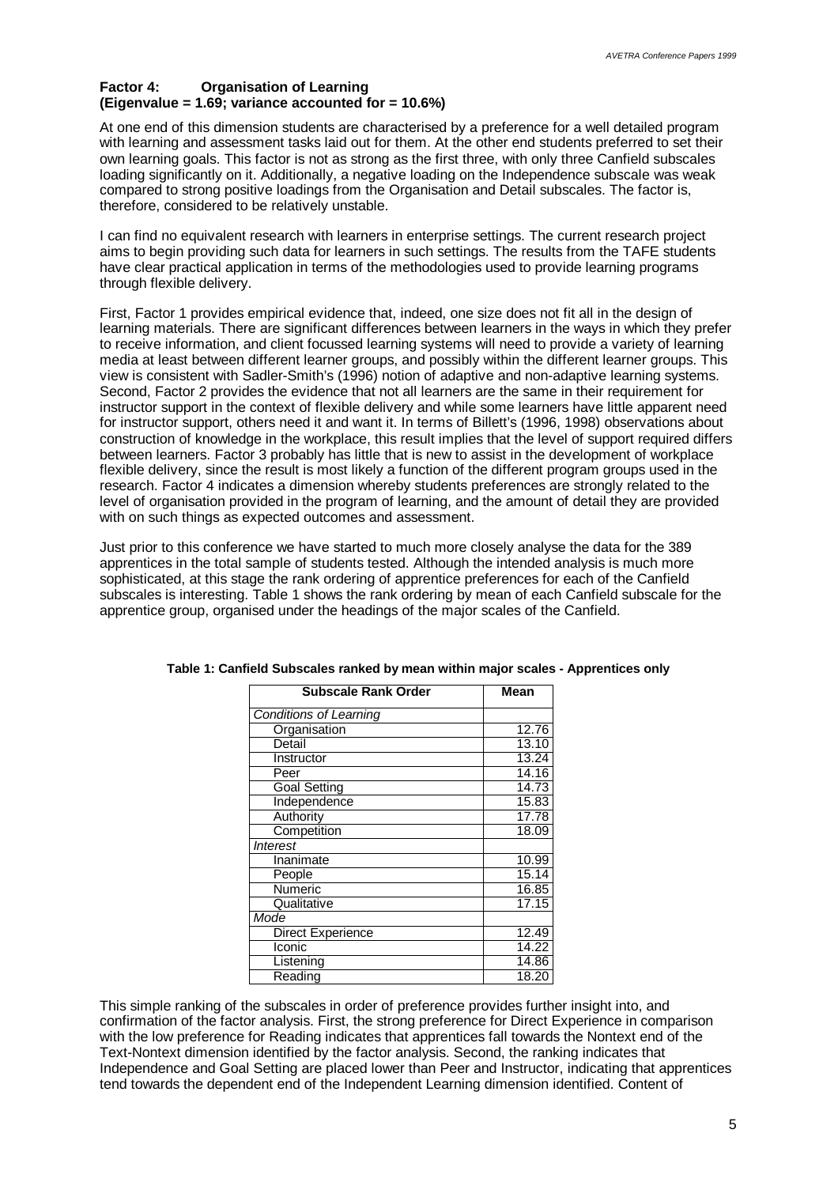**Factor 4: Organisation of Learning**
**(Eigenvalue = 1.69; variance accounted for = 10.6%)**

At one end of this dimension students are characterised by a preference for a well detailed program with learning and assessment tasks laid out for them. At the other end students preferred to set their own learning goals. This factor is not as strong as the first three, with only three Canfield subscales loading significantly on it. Additionally, a negative loading on the Independence subscale was weak compared to strong positive loadings from the Organisation and Detail subscales. The factor is, therefore, considered to be relatively unstable.

I can find no equivalent research with learners in enterprise settings. The current research project aims to begin providing such data for learners in such settings. The results from the TAFE students have clear practical application in terms of the methodologies used to provide learning programs through flexible delivery.

First, Factor 1 provides empirical evidence that, indeed, one size does not fit all in the design of learning materials. There are significant differences between learners in the ways in which they prefer to receive information, and client focussed learning systems will need to provide a variety of learning media at least between different learner groups, and possibly within the different learner groups. This view is consistent with Sadler-Smith's (1996) notion of adaptive and non-adaptive learning systems. Second, Factor 2 provides the evidence that not all learners are the same in their requirement for instructor support in the context of flexible delivery and while some learners have little apparent need for instructor support, others need it and want it. In terms of Billett's (1996, 1998) observations about construction of knowledge in the workplace, this result implies that the level of support required differs between learners. Factor 3 probably has little that is new to assist in the development of workplace flexible delivery, since the result is most likely a function of the different program groups used in the research. Factor 4 indicates a dimension whereby students preferences are strongly related to the level of organisation provided in the program of learning, and the amount of detail they are provided with on such things as expected outcomes and assessment.

Just prior to this conference we have started to much more closely analyse the data for the 389 apprentices in the total sample of students tested. Although the intended analysis is much more sophisticated, at this stage the rank ordering of apprentice preferences for each of the Canfield subscales is interesting. Table 1 shows the rank ordering by mean of each Canfield subscale for the apprentice group, organised under the headings of the major scales of the Canfield.

**Table 1: Canfield Subscales ranked by mean within major scales - Apprentices only**

| Subscale Rank Order | Mean |
|---|---|
| *Conditions of Learning* | |
| Organisation | 12.76 |
| Detail | 13.10 |
| Instructor | 13.24 |
| Peer | 14.16 |
| Goal Setting | 14.73 |
| Independence | 15.83 |
| Authority | 17.78 |
| Competition | 18.09 |
| *Interest* | |
| Inanimate | 10.99 |
| People | 15.14 |
| Numeric | 16.85 |
| Qualitative | 17.15 |
| *Mode* | |
| Direct Experience | 12.49 |
| Iconic | 14.22 |
| Listening | 14.86 |
| Reading | 18.20 |

This simple ranking of the subscales in order of preference provides further insight into, and confirmation of the factor analysis. First, the strong preference for Direct Experience in comparison with the low preference for Reading indicates that apprentices fall towards the Nontext end of the Text-Nontext dimension identified by the factor analysis. Second, the ranking indicates that Independence and Goal Setting are placed lower than Peer and Instructor, indicating that apprentices tend towards the dependent end of the Independent Learning dimension identified. Content of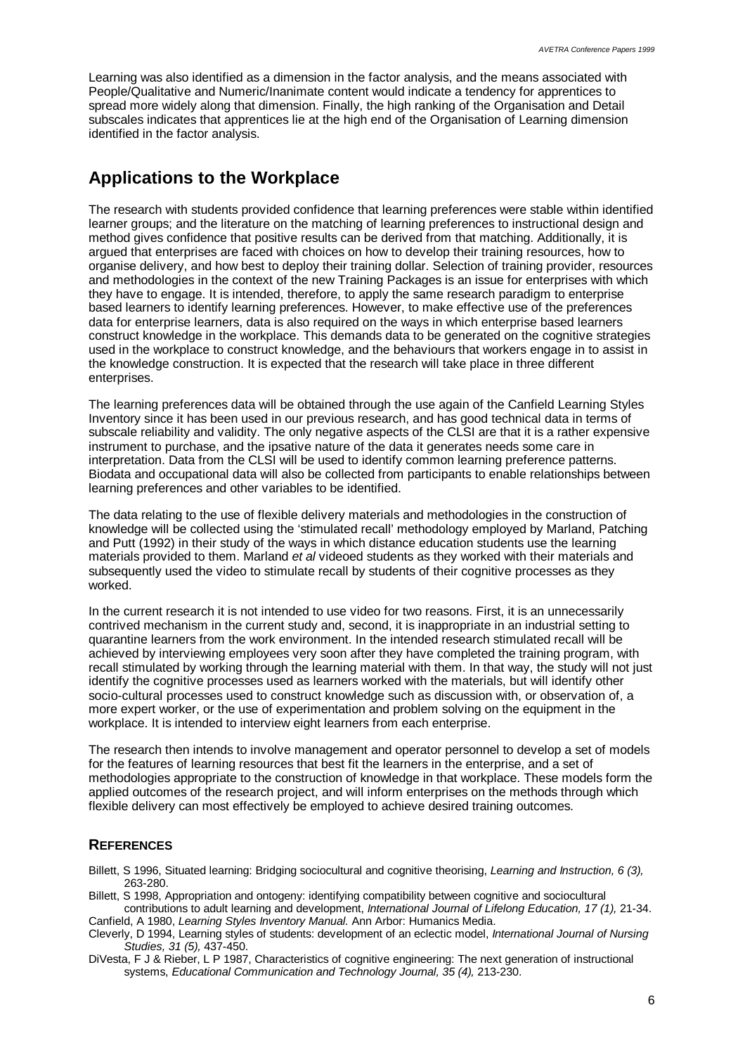Learning was also identified as a dimension in the factor analysis, and the means associated with People/Qualitative and Numeric/Inanimate content would indicate a tendency for apprentices to spread more widely along that dimension. Finally, the high ranking of the Organisation and Detail subscales indicates that apprentices lie at the high end of the Organisation of Learning dimension identified in the factor analysis.

## Applications to the Workplace

The research with students provided confidence that learning preferences were stable within identified learner groups; and the literature on the matching of learning preferences to instructional design and method gives confidence that positive results can be derived from that matching. Additionally, it is argued that enterprises are faced with choices on how to develop their training resources, how to organise delivery, and how best to deploy their training dollar. Selection of training provider, resources and methodologies in the context of the new Training Packages is an issue for enterprises with which they have to engage. It is intended, therefore, to apply the same research paradigm to enterprise based learners to identify learning preferences. However, to make effective use of the preferences data for enterprise learners, data is also required on the ways in which enterprise based learners construct knowledge in the workplace. This demands data to be generated on the cognitive strategies used in the workplace to construct knowledge, and the behaviours that workers engage in to assist in the knowledge construction. It is expected that the research will take place in three different enterprises.

The learning preferences data will be obtained through the use again of the Canfield Learning Styles Inventory since it has been used in our previous research, and has good technical data in terms of subscale reliability and validity. The only negative aspects of the CLSI are that it is a rather expensive instrument to purchase, and the ipsative nature of the data it generates needs some care in interpretation. Data from the CLSI will be used to identify common learning preference patterns. Biodata and occupational data will also be collected from participants to enable relationships between learning preferences and other variables to be identified.

The data relating to the use of flexible delivery materials and methodologies in the construction of knowledge will be collected using the 'stimulated recall' methodology employed by Marland, Patching and Putt (1992) in their study of the ways in which distance education students use the learning materials provided to them. Marland *et al* videoed students as they worked with their materials and subsequently used the video to stimulate recall by students of their cognitive processes as they worked.

In the current research it is not intended to use video for two reasons. First, it is an unnecessarily contrived mechanism in the current study and, second, it is inappropriate in an industrial setting to quarantine learners from the work environment. In the intended research stimulated recall will be achieved by interviewing employees very soon after they have completed the training program, with recall stimulated by working through the learning material with them. In that way, the study will not just identify the cognitive processes used as learners worked with the materials, but will identify other socio-cultural processes used to construct knowledge such as discussion with, or observation of, a more expert worker, or the use of experimentation and problem solving on the equipment in the workplace. It is intended to interview eight learners from each enterprise.

The research then intends to involve management and operator personnel to develop a set of models for the features of learning resources that best fit the learners in the enterprise, and a set of methodologies appropriate to the construction of knowledge in that workplace. These models form the applied outcomes of the research project, and will inform enterprises on the methods through which flexible delivery can most effectively be employed to achieve desired training outcomes.

### References

Billett, S 1996, Situated learning: Bridging sociocultural and cognitive theorising, *Learning and Instruction, 6 (3),* 263-280.

Billett, S 1998, Appropriation and ontogeny: identifying compatibility between cognitive and sociocultural contributions to adult learning and development, *International Journal of Lifelong Education, 17 (1),* 21-34.

Canfield, A 1980, *Learning Styles Inventory Manual.* Ann Arbor: Humanics Media.

Cleverly, D 1994, Learning styles of students: development of an eclectic model, *International Journal of Nursing Studies, 31 (5),* 437-450.

DiVesta, F J & Rieber, L P 1987, Characteristics of cognitive engineering: The next generation of instructional systems, *Educational Communication and Technology Journal, 35 (4),* 213-230.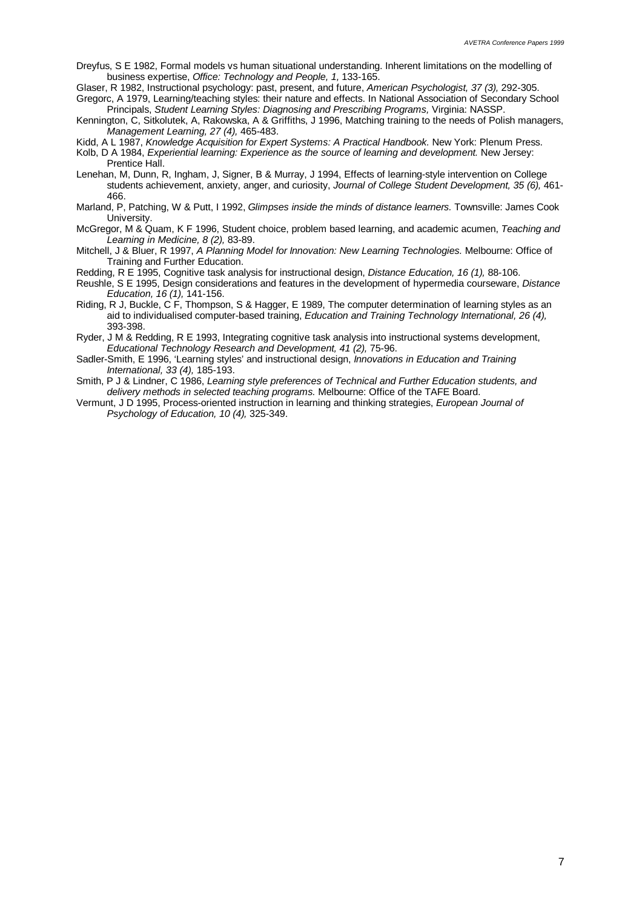Dreyfus, S E 1982, Formal models vs human situational understanding. Inherent limitations on the modelling of business expertise, *Office: Technology and People, 1,* 133-165.

Glaser, R 1982, Instructional psychology: past, present, and future, *American Psychologist, 37 (3),* 292-305.

Gregorc, A 1979, Learning/teaching styles: their nature and effects. In National Association of Secondary School Principals, *Student Learning Styles: Diagnosing and Prescribing Programs,* Virginia: NASSP.

Kennington, C, Sitkolutek, A, Rakowska, A & Griffiths, J 1996, Matching training to the needs of Polish managers, *Management Learning, 27 (4),* 465-483.

Kidd, A L 1987, *Knowledge Acquisition for Expert Systems: A Practical Handbook.* New York: Plenum Press.

Kolb, D A 1984, *Experiential learning: Experience as the source of learning and development.* New Jersey: Prentice Hall.

Lenehan, M, Dunn, R, Ingham, J, Signer, B & Murray, J 1994, Effects of learning-style intervention on College students achievement, anxiety, anger, and curiosity, *Journal of College Student Development, 35 (6),* 461-466.

Marland, P, Patching, W & Putt, I 1992, *Glimpses inside the minds of distance learners.* Townsville: James Cook University.

McGregor, M & Quam, K F 1996, Student choice, problem based learning, and academic acumen, *Teaching and Learning in Medicine, 8 (2),* 83-89.

Mitchell, J & Bluer, R 1997, *A Planning Model for Innovation: New Learning Technologies.* Melbourne: Office of Training and Further Education.

Redding, R E 1995, Cognitive task analysis for instructional design, *Distance Education, 16 (1),* 88-106.

Reushle, S E 1995, Design considerations and features in the development of hypermedia courseware, *Distance Education, 16 (1),* 141-156.

Riding, R J, Buckle, C F, Thompson, S & Hagger, E 1989, The computer determination of learning styles as an aid to individualised computer-based training, *Education and Training Technology International, 26 (4),* 393-398.

Ryder, J M & Redding, R E 1993, Integrating cognitive task analysis into instructional systems development, *Educational Technology Research and Development, 41 (2),* 75-96.

Sadler-Smith, E 1996, 'Learning styles' and instructional design, *Innovations in Education and Training International, 33 (4),* 185-193.

Smith, P J & Lindner, C 1986, *Learning style preferences of Technical and Further Education students, and delivery methods in selected teaching programs.* Melbourne: Office of the TAFE Board.

Vermunt, J D 1995, Process-oriented instruction in learning and thinking strategies, *European Journal of Psychology of Education, 10 (4),* 325-349.